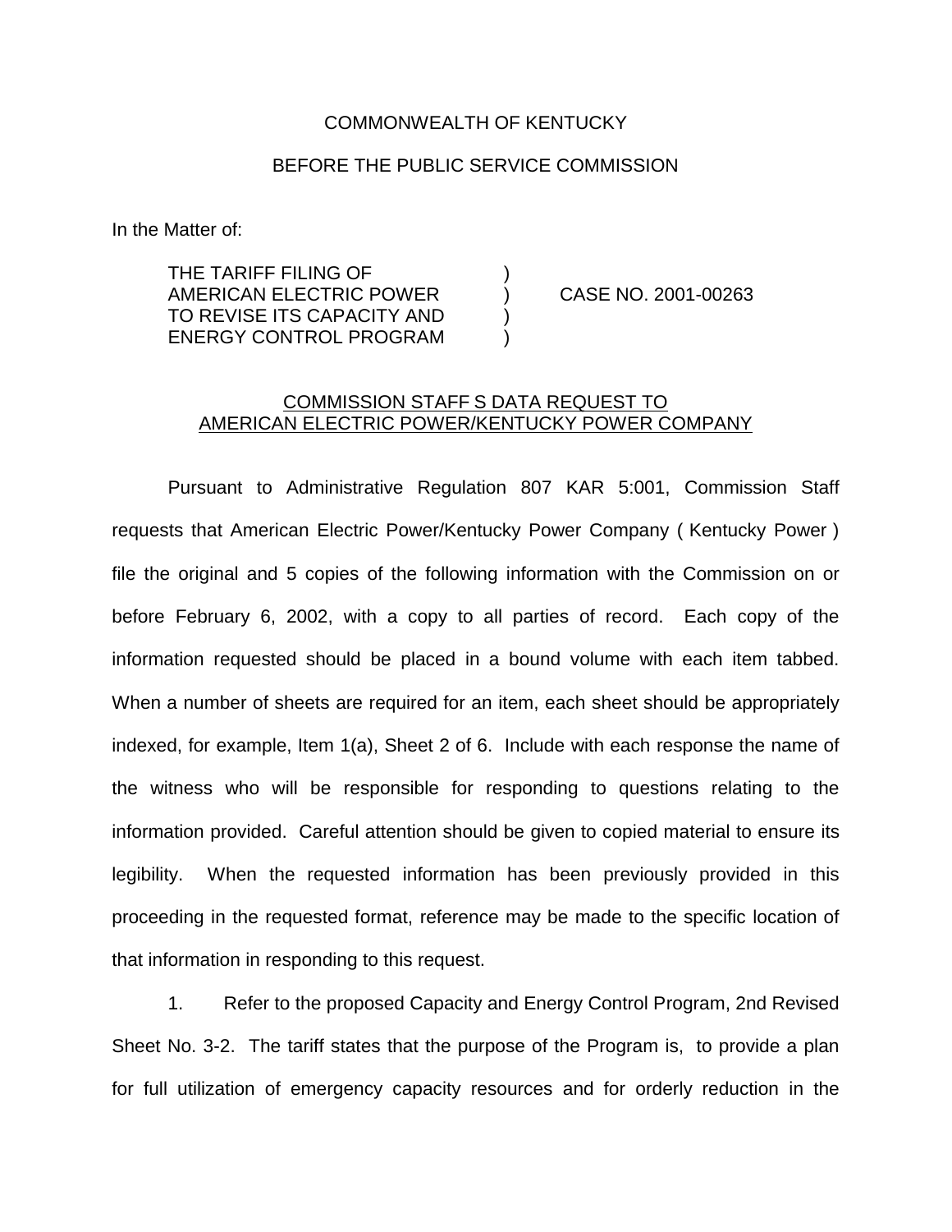COMMONWEALTH OF KENTUCKY

BEFORE THE PUBLIC SERVICE COMMISSION

In the Matter of:

THE TARIFF FILING OF AMERICAN ELECTRIC POWER TO REVISE ITS CAPACITY AND ENERGY CONTROL PROGRAM ) CASE NO. 2001-00263

COMMISSION STAFF S DATA REQUEST TO AMERICAN ELECTRIC POWER/KENTUCKY POWER COMPANY

Pursuant to Administrative Regulation 807 KAR 5:001, Commission Staff requests that American Electric Power/Kentucky Power Company ( Kentucky Power ) file the original and 5 copies of the following information with the Commission on or before February 6, 2002, with a copy to all parties of record. Each copy of the information requested should be placed in a bound volume with each item tabbed. When a number of sheets are required for an item, each sheet should be appropriately indexed, for example, Item 1(a), Sheet 2 of 6. Include with each response the name of the witness who will be responsible for responding to questions relating to the information provided. Careful attention should be given to copied material to ensure its legibility. When the requested information has been previously provided in this proceeding in the requested format, reference may be made to the specific location of that information in responding to this request.

1. Refer to the proposed Capacity and Energy Control Program, 2nd Revised Sheet No. 3-2. The tariff states that the purpose of the Program is, to provide a plan for full utilization of emergency capacity resources and for orderly reduction in the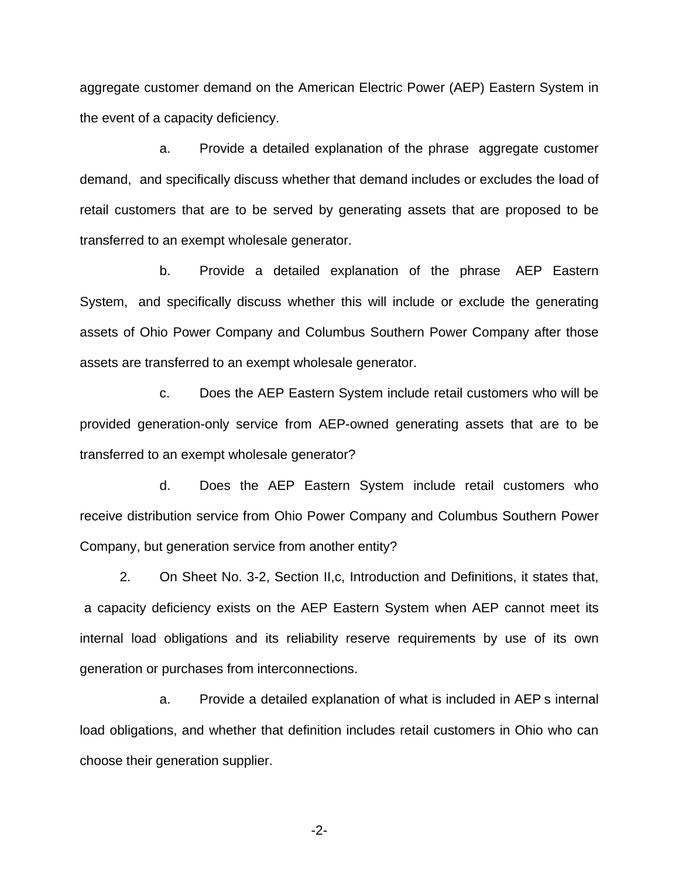aggregate customer demand on the American Electric Power (AEP) Eastern System in the event of a capacity deficiency.

a. Provide a detailed explanation of the phrase aggregate customer demand, and specifically discuss whether that demand includes or excludes the load of retail customers that are to be served by generating assets that are proposed to be transferred to an exempt wholesale generator.

b. Provide a detailed explanation of the phrase AEP Eastern System, and specifically discuss whether this will include or exclude the generating assets of Ohio Power Company and Columbus Southern Power Company after those assets are transferred to an exempt wholesale generator.

c. Does the AEP Eastern System include retail customers who will be provided generation-only service from AEP-owned generating assets that are to be transferred to an exempt wholesale generator?

d. Does the AEP Eastern System include retail customers who receive distribution service from Ohio Power Company and Columbus Southern Power Company, but generation service from another entity?

2. On Sheet No. 3-2, Section II,c, Introduction and Definitions, it states that, a capacity deficiency exists on the AEP Eastern System when AEP cannot meet its internal load obligations and its reliability reserve requirements by use of its own generation or purchases from interconnections.

a. Provide a detailed explanation of what is included in AEP s internal load obligations, and whether that definition includes retail customers in Ohio who can choose their generation supplier.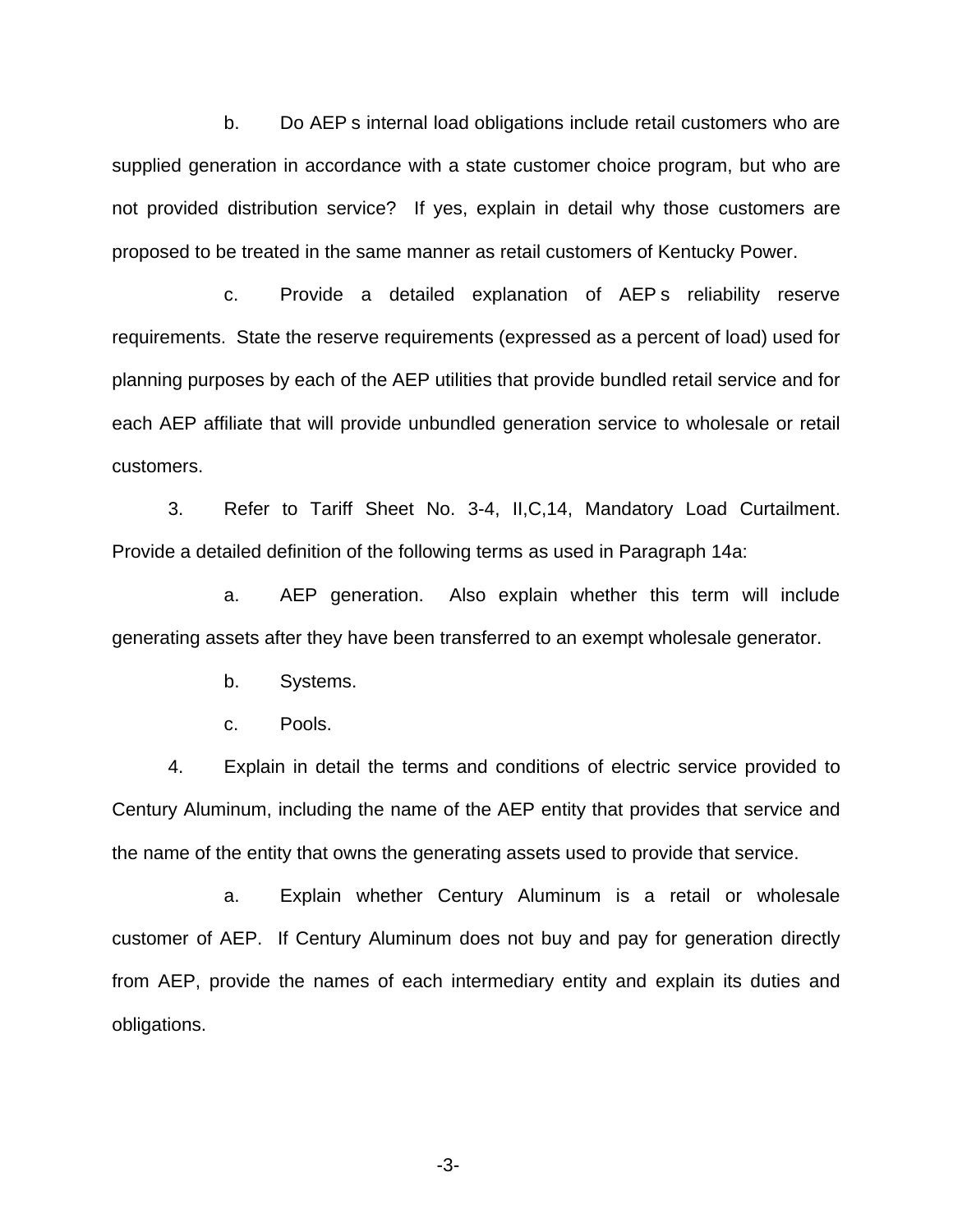b. Do AEP s internal load obligations include retail customers who are supplied generation in accordance with a state customer choice program, but who are not provided distribution service? If yes, explain in detail why those customers are proposed to be treated in the same manner as retail customers of Kentucky Power.

c. Provide a detailed explanation of AEP s reliability reserve requirements. State the reserve requirements (expressed as a percent of load) used for planning purposes by each of the AEP utilities that provide bundled retail service and for each AEP affiliate that will provide unbundled generation service to wholesale or retail customers.

3. Refer to Tariff Sheet No. 3-4, II,C,14, Mandatory Load Curtailment. Provide a detailed definition of the following terms as used in Paragraph 14a:

a. AEP generation. Also explain whether this term will include generating assets after they have been transferred to an exempt wholesale generator.

b. Systems.

c. Pools.

4. Explain in detail the terms and conditions of electric service provided to Century Aluminum, including the name of the AEP entity that provides that service and the name of the entity that owns the generating assets used to provide that service.

a. Explain whether Century Aluminum is a retail or wholesale customer of AEP. If Century Aluminum does not buy and pay for generation directly from AEP, provide the names of each intermediary entity and explain its duties and obligations.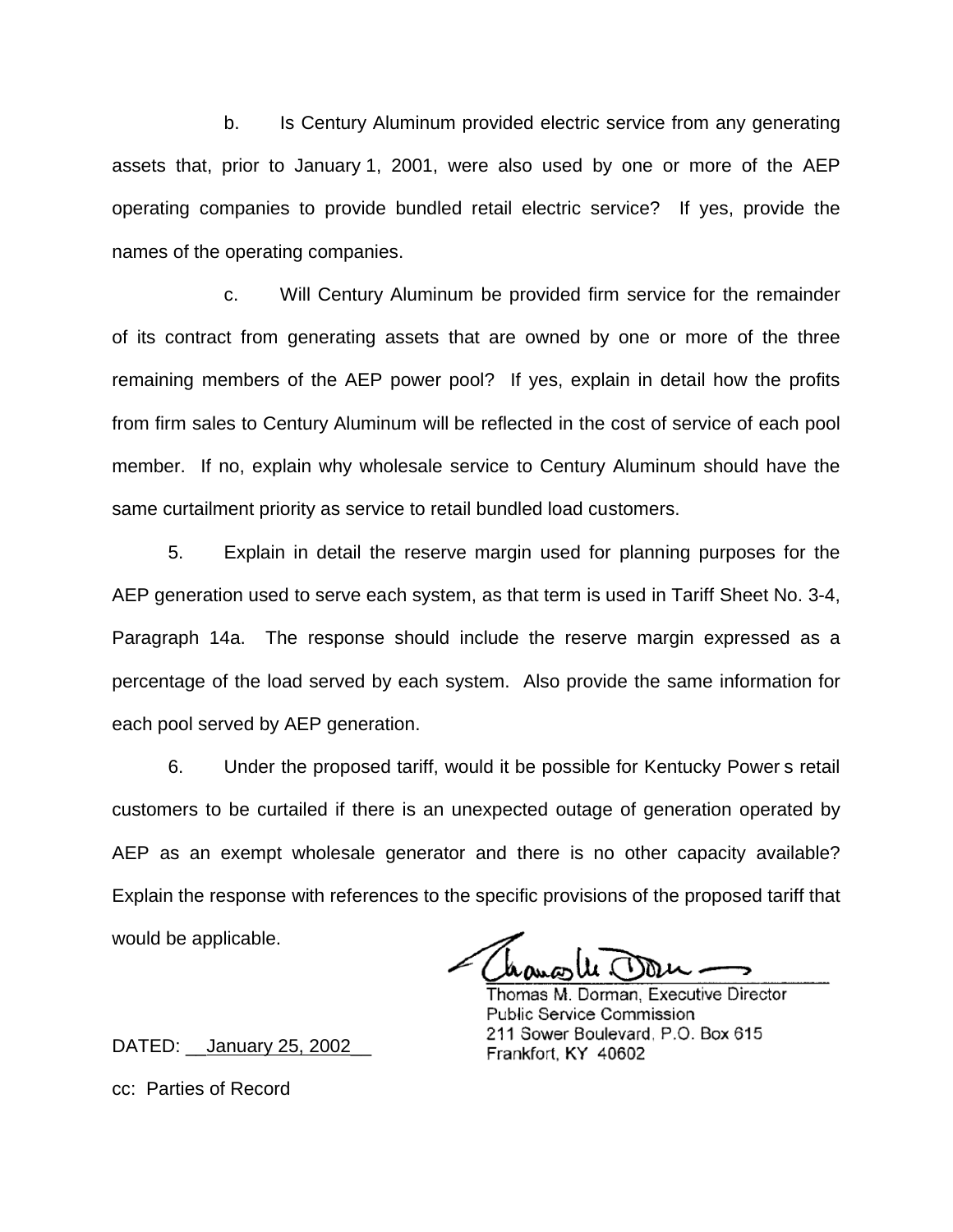b. Is Century Aluminum provided electric service from any generating assets that, prior to January 1, 2001, were also used by one or more of the AEP operating companies to provide bundled retail electric service? If yes, provide the names of the operating companies.

c. Will Century Aluminum be provided firm service for the remainder of its contract from generating assets that are owned by one or more of the three remaining members of the AEP power pool? If yes, explain in detail how the profits from firm sales to Century Aluminum will be reflected in the cost of service of each pool member. If no, explain why wholesale service to Century Aluminum should have the same curtailment priority as service to retail bundled load customers.

5. Explain in detail the reserve margin used for planning purposes for the AEP generation used to serve each system, as that term is used in Tariff Sheet No. 3-4, Paragraph 14a. The response should include the reserve margin expressed as a percentage of the load served by each system. Also provide the same information for each pool served by AEP generation.

6. Under the proposed tariff, would it be possible for Kentucky Power s retail customers to be curtailed if there is an unexpected outage of generation operated by AEP as an exempt wholesale generator and there is no other capacity available? Explain the response with references to the specific provisions of the proposed tariff that would be applicable.

Thomas M. Dorman, Executive Director
Public Service Commission
211 Sower Boulevard, P.O. Box 615
Frankfort, KY 40602

DATED: January 25, 2002

cc: Parties of Record